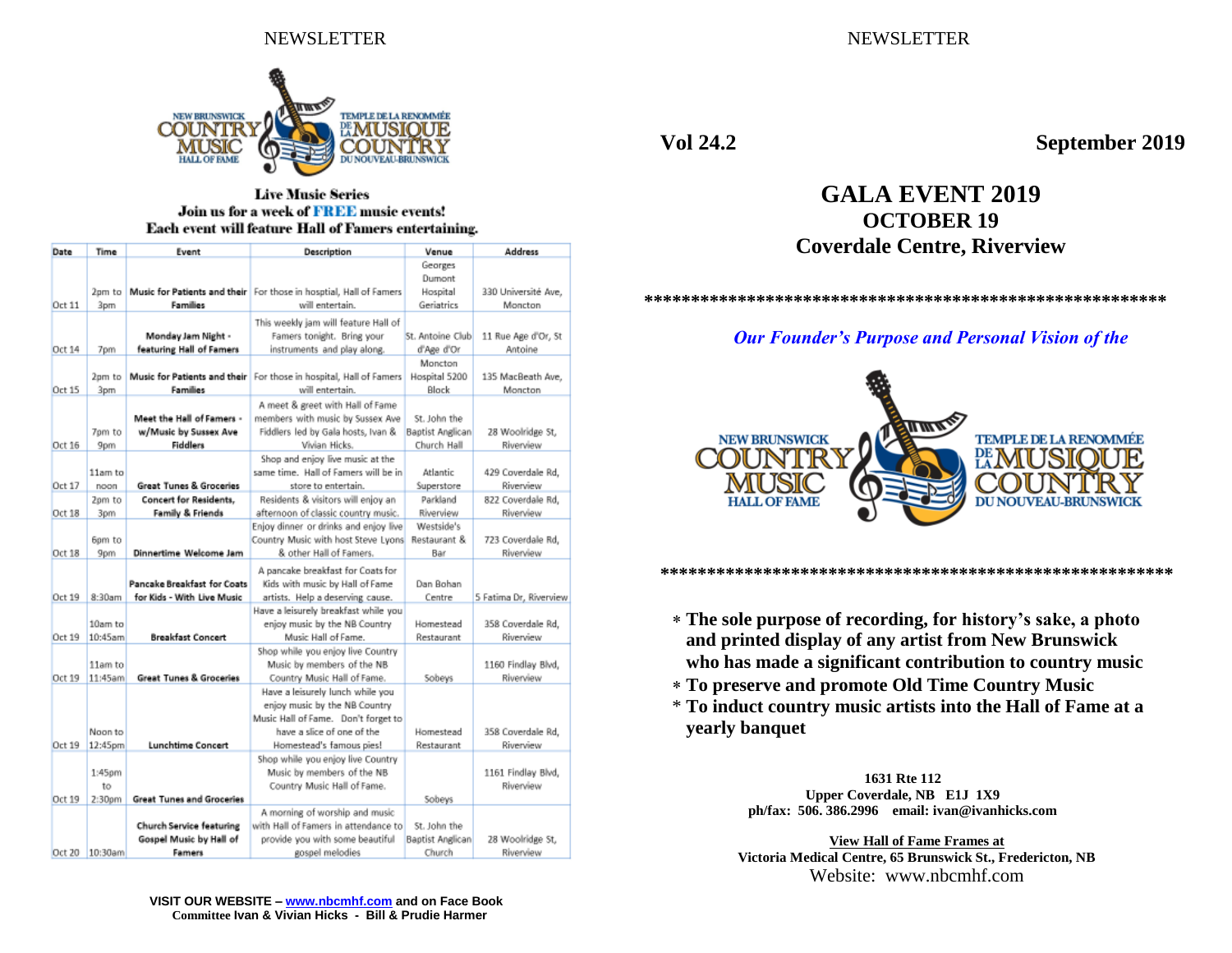## Live Music Series

**Join us for a week of FREE music events!**
**Each event will feature Hall of Famers entertaining.**

| Date | Time | Event | Description | Venue | Address |
|---|---|---|---|---|---|
| Oct 11 | 2pm to 3pm | Music for Patients and their Families | For those in hosptial, Hall of Famers will entertain. | Georges Dumont Hospital Geriatrics | 330 Université Ave, Moncton |
| Oct 14 | 7pm | Monday Jam Night - featuring Hall of Famers | This weekly jam will feature Hall of Famers tonight. Bring your instruments and play along. | St. Antoine Club d'Age d'Or | 11 Rue Age d'Or, St Antoine |
| Oct 15 | 2pm to 3pm | Music for Patients and their Families | For those in hospital, Hall of Famers will entertain. | Moncton Hospital 5200 Block | 135 MacBeath Ave, Moncton |
| Oct 16 | 7pm to 9pm | Meet the Hall of Famers - w/Music by Sussex Ave Fiddlers | A meet & greet with Hall of Fame members with music by Sussex Ave Fiddlers led by Gala hosts, Ivan & Vivian Hicks. | St. John the Baptist Anglican Church Hall | 28 Woolridge St, Riverview |
| Oct 17 | 11am to noon | Great Tunes & Groceries | Shop and enjoy live music at the same time. Hall of Famers will be in store to entertain. | Atlantic Superstore | 429 Coverdale Rd, Riverview |
| Oct 18 | 2pm to 3pm | Concert for Residents, Family & Friends | Residents & visitors will enjoy an afternoon of classic country music. | Parkland Riverview | 822 Coverdale Rd, Riverview |
| Oct 18 | 6pm to 9pm | Dinnertime Welcome Jam | Enjoy dinner or drinks and enjoy live Country Music with host Steve Lyons & other Hall of Famers. | Westside's Restaurant & Bar | 723 Coverdale Rd, Riverview |
| Oct 19 | 8:30am | Pancake Breakfast for Coats for Kids - With Live Music | A pancake breakfast for Coats for Kids with music by Hall of Fame artists. Help a deserving cause. | Dan Bohan Centre | 5 Fatima Dr, Riverview |
| Oct 19 | 10am to 10:45am | Breakfast Concert | Have a leisurely breakfast while you enjoy music by the NB Country Music Hall of Fame. | Homestead Restaurant | 358 Coverdale Rd, Riverview |
| Oct 19 | 11am to 11:45am | Great Tunes & Groceries | Shop while you enjoy live Country Music by members of the NB Country Music Hall of Fame. | Sobeys | 1160 Findlay Blvd, Riverview |
| Oct 19 | Noon to 12:45pm | Lunchtime Concert | Have a leisurely lunch while you enjoy music by the NB Country Music Hall of Fame. Don't forget to have a slice of one of the Homestead's famous pies! | Homestead Restaurant | 358 Coverdale Rd, Riverview |
| Oct 19 | 1:45pm to 2:30pm | Great Tunes and Groceries | Shop while you enjoy live Country Music by members of the NB Country Music Hall of Fame. | Sobeys | 1161 Findlay Blvd, Riverview |
| Oct 20 | 10:30am | Church Service featuring Gospel Music by Hall of Famers | A morning of worship and music with Hall of Famers in attendance to provide you with some beautiful gospel melodies | St. John the Baptist Anglican Church | 28 Woolridge St, Riverview |

**VISIT OUR WEBSITE – www.nbcmhf.com and on Face Book**
**Committee Ivan & Vivian Hicks - Bill & Prudie Harmer**

**Vol 24.2** **September 2019**

# GALA EVENT 2019
## OCTOBER 19
## Coverdale Centre, Riverview

**********************************************************

***Our Founder's Purpose and Personal Vision of the***

**********************************************************

- **The sole purpose of recording, for history's sake, a photo and printed display of any artist from New Brunswick who has made a significant contribution to country music**
- **To preserve and promote Old Time Country Music**
- **To induct country music artists into the Hall of Fame at a yearly banquet**

**1631 Rte 112**
**Upper Coverdale, NB E1J 1X9**
**ph/fax: 506. 386.2996 email: ivan@ivanhicks.com**

**View Hall of Fame Frames at**
**Victoria Medical Centre, 65 Brunswick St., Fredericton, NB**
Website: www.nbcmhf.com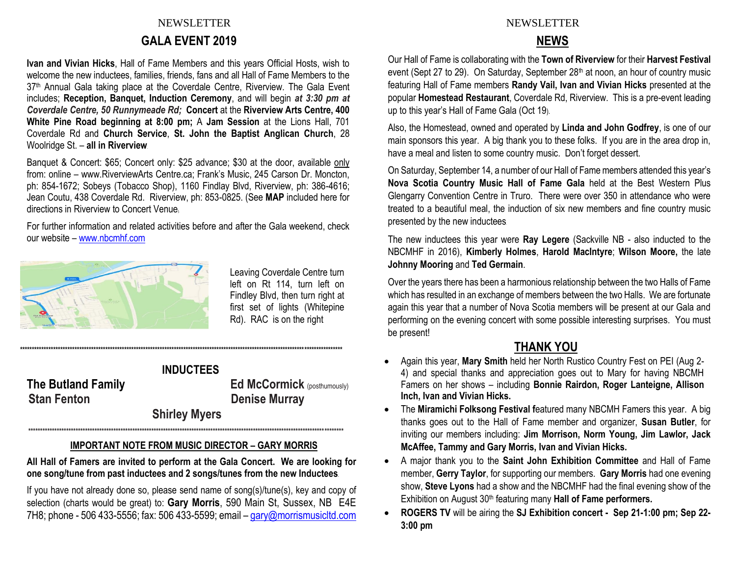NEWSLETTER

# GALA EVENT 2019

**Ivan and Vivian Hicks**, Hall of Fame Members and this years Official Hosts, wish to welcome the new inductees, families, friends, fans and all Hall of Fame Members to the 37th Annual Gala taking place at the Coverdale Centre, Riverview. The Gala Event includes; **Reception, Banquet, Induction Ceremony**, and will begin ***at 3:30 pm at Coverdale Centre, 50 Runnymeade Rd;*** **Concert** at the **Riverview Arts Centre, 400 White Pine Road beginning at 8:00 pm;** A **Jam Session** at the Lions Hall, 701 Coverdale Rd and **Church Service**, **St. John the Baptist Anglican Church**, 28 Woolridge St. – **all in Riverview**.

Banquet & Concert: $65; Concert only: $25 advance; $30 at the door, available only from: online – www.RiverviewArts Centre.ca; Frank's Music, 245 Carson Dr. Moncton, ph: 854-1672; Sobeys (Tobacco Shop), 1160 Findlay Blvd, Riverview, ph: 386-4616; Jean Coutu, 438 Coverdale Rd. Riverview, ph: 853-0825. (See **MAP** included here for directions in Riverview to Concert Venue).

For further information and related activities before and after the Gala weekend, check our website – www.nbcmhf.com

Leaving Coverdale Centre turn left on Rt 114, turn left on Findley Blvd, then turn right at first set of lights (Whitepine Rd). RAC is on the right

## INDUCTEES

**The Butland Family**
**Stan Fenton**
**Ed McCormick** (posthumously)
**Denise Murray**
**Shirley Myers**

### IMPORTANT NOTE FROM MUSIC DIRECTOR – GARY MORRIS

**All Hall of Famers are invited to perform at the Gala Concert. We are looking for one song/tune from past inductees and 2 songs/tunes from the new Inductees**.

If you have not already done so, please send name of song(s)/tune(s), key and copy of selection (charts would be great) to: **Gary Morris**, 590 Main St, Sussex, NB E4E 7H8; phone - 506 433-5556; fax: 506 433-5599; email – gary@morrismusicltd.com

NEWSLETTER

# NEWS

Our Hall of Fame is collaborating with the **Town of Riverview** for their **Harvest Festival** event (Sept 27 to 29). On Saturday, September 28th at noon, an hour of country music featuring Hall of Fame members **Randy Vail, Ivan and Vivian Hicks** presented at the popular **Homestead Restaurant**, Coverdale Rd, Riverview. This is a pre-event leading up to this year's Hall of Fame Gala (Oct 19).

Also, the Homestead, owned and operated by **Linda and John Godfrey**, is one of our main sponsors this year. A big thank you to these folks. If you are in the area drop in, have a meal and listen to some country music. Don't forget dessert.

On Saturday, September 14, a number of our Hall of Fame members attended this year's **Nova Scotia Country Music Hall of Fame Gala** held at the Best Western Plus Glengarry Convention Centre in Truro. There were over 350 in attendance who were treated to a beautiful meal, the induction of six new members and fine country music presented by the new inductees.

The new inductees this year were **Ray Legere** (Sackville NB - also inducted to the NBCMHF in 2016), **Kimberly Holmes**, **Harold MacIntyre**; **Wilson Moore,** the late **Johnny Mooring** and **Ted Germain**.

Over the years there has been a harmonious relationship between the two Halls of Fame which has resulted in an exchange of members between the two Halls. We are fortunate again this year that a number of Nova Scotia members will be present at our Gala and performing on the evening concert with some possible interesting surprises. You must be present!

# THANK YOU

- Again this year, **Mary Smith** held her North Rustico Country Fest on PEI (Aug 2-4) and special thanks and appreciation goes out to Mary for having NBCMH Famers on her shows – including **Bonnie Rairdon, Roger Lanteigne, Allison Inch, Ivan and Vivian Hicks.**
- The **Miramichi Folksong Festival f**eatured many NBCMH Famers this year. A big thanks goes out to the Hall of Fame member and organizer, **Susan Butler**, for inviting our members including: **Jim Morrison, Norm Young, Jim Lawlor, Jack McAffee, Tammy and Gary Morris, Ivan and Vivian Hicks.**
- A major thank you to the **Saint John Exhibition Committee** and Hall of Fame member, **Gerry Taylor**, for supporting our members. **Gary Morris** had one evening show, **Steve Lyons** had a show and the NBCMHF had the final evening show of the Exhibition on August 30th featuring many **Hall of Fame performers.**
- **ROGERS TV** will be airing the **SJ Exhibition concert - Sep 21-1:00 pm; Sep 22-3:00 pm**